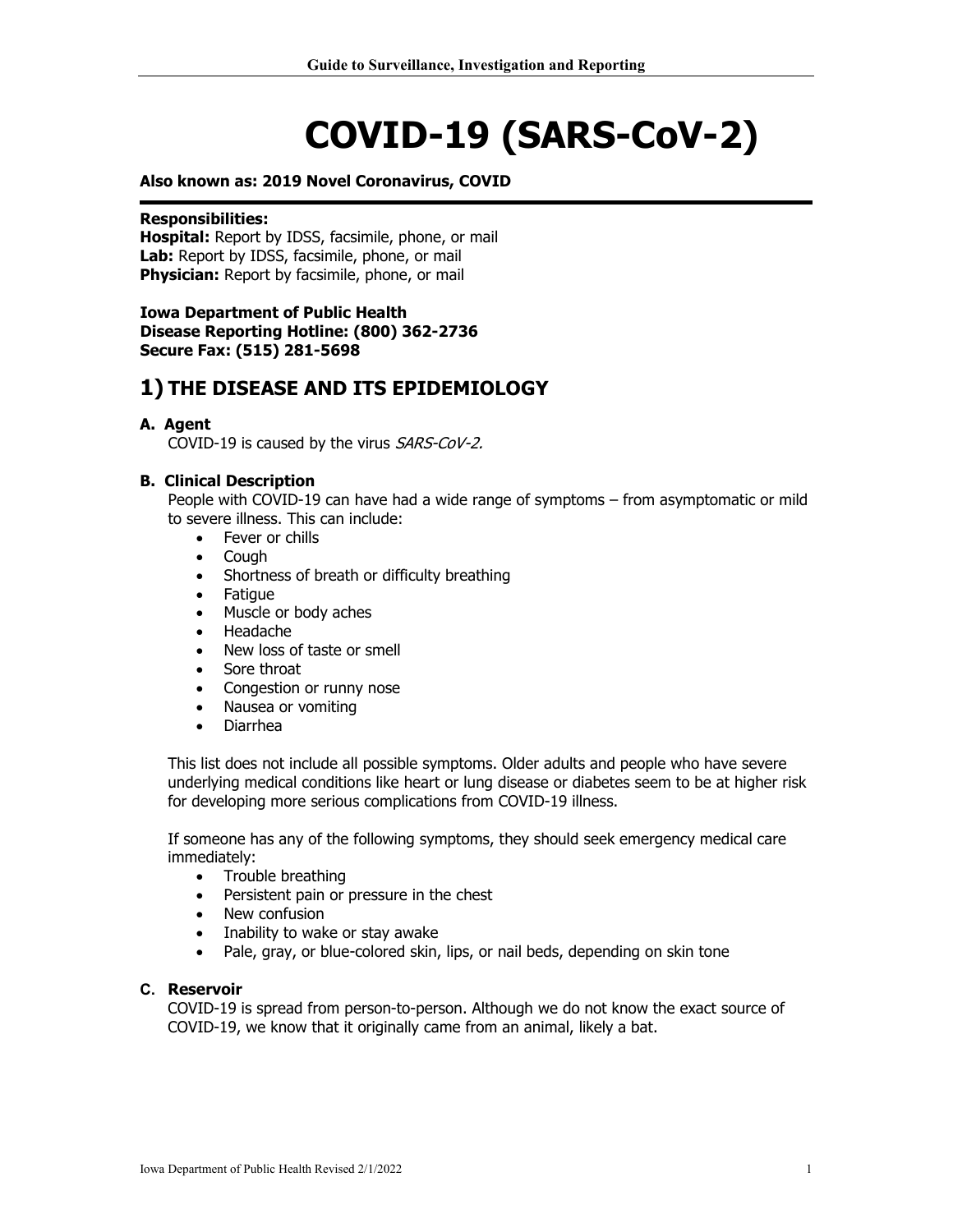# COVID-19 (SARS-CoV-2)

**Also known as: 2019 Novel Coronavirus, COVID**

**Responsibilities:**
**Hospital:** Report by IDSS, facsimile, phone, or mail
**Lab:** Report by IDSS, facsimile, phone, or mail
**Physician:** Report by facsimile, phone, or mail

**Iowa Department of Public Health**
**Disease Reporting Hotline: (800) 362-2736**
**Secure Fax: (515) 281-5698**

## 1) THE DISEASE AND ITS EPIDEMIOLOGY

### A. Agent

COVID-19 is caused by the virus *SARS-CoV-2.*

### B. Clinical Description

People with COVID-19 can have had a wide range of symptoms – from asymptomatic or mild to severe illness. This can include:

- Fever or chills
- Cough
- Shortness of breath or difficulty breathing
- Fatigue
- Muscle or body aches
- Headache
- New loss of taste or smell
- Sore throat
- Congestion or runny nose
- Nausea or vomiting
- Diarrhea

This list does not include all possible symptoms. Older adults and people who have severe underlying medical conditions like heart or lung disease or diabetes seem to be at higher risk for developing more serious complications from COVID-19 illness.

If someone has any of the following symptoms, they should seek emergency medical care immediately:

- Trouble breathing
- Persistent pain or pressure in the chest
- New confusion
- Inability to wake or stay awake
- Pale, gray, or blue-colored skin, lips, or nail beds, depending on skin tone

### C. Reservoir

COVID-19 is spread from person-to-person. Although we do not know the exact source of COVID-19, we know that it originally came from an animal, likely a bat.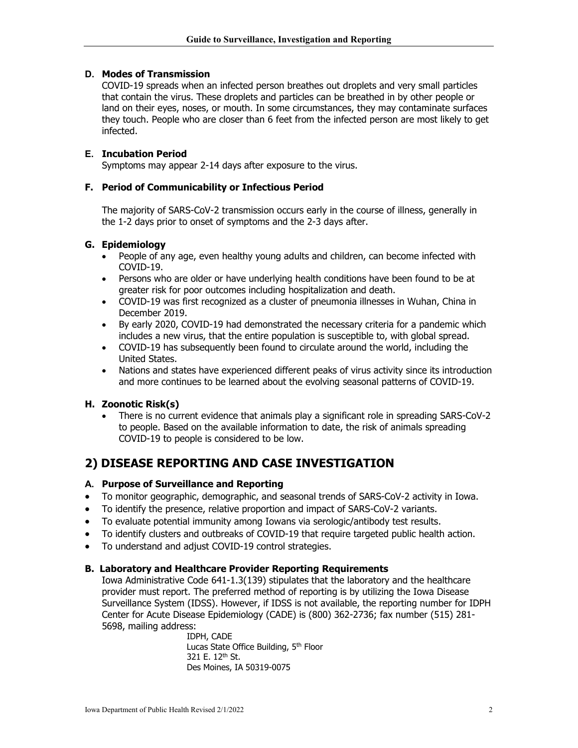### D. Modes of Transmission

COVID-19 spreads when an infected person breathes out droplets and very small particles that contain the virus. These droplets and particles can be breathed in by other people or land on their eyes, noses, or mouth. In some circumstances, they may contaminate surfaces they touch. People who are closer than 6 feet from the infected person are most likely to get infected.

### E. Incubation Period

Symptoms may appear 2-14 days after exposure to the virus.

### F. Period of Communicability or Infectious Period

The majority of SARS-CoV-2 transmission occurs early in the course of illness, generally in the 1-2 days prior to onset of symptoms and the 2-3 days after.

### G. Epidemiology

- People of any age, even healthy young adults and children, can become infected with COVID-19.
- Persons who are older or have underlying health conditions have been found to be at greater risk for poor outcomes including hospitalization and death.
- COVID-19 was first recognized as a cluster of pneumonia illnesses in Wuhan, China in December 2019.
- By early 2020, COVID-19 had demonstrated the necessary criteria for a pandemic which includes a new virus, that the entire population is susceptible to, with global spread.
- COVID-19 has subsequently been found to circulate around the world, including the United States.
- Nations and states have experienced different peaks of virus activity since its introduction and more continues to be learned about the evolving seasonal patterns of COVID-19.

### H. Zoonotic Risk(s)

- There is no current evidence that animals play a significant role in spreading SARS-CoV-2 to people. Based on the available information to date, the risk of animals spreading COVID-19 to people is considered to be low.

## 2) DISEASE REPORTING AND CASE INVESTIGATION

### A. Purpose of Surveillance and Reporting

- To monitor geographic, demographic, and seasonal trends of SARS-CoV-2 activity in Iowa.
- To identify the presence, relative proportion and impact of SARS-CoV-2 variants.
- To evaluate potential immunity among Iowans via serologic/antibody test results.
- To identify clusters and outbreaks of COVID-19 that require targeted public health action.
- To understand and adjust COVID-19 control strategies.

### B. Laboratory and Healthcare Provider Reporting Requirements

Iowa Administrative Code 641-1.3(139) stipulates that the laboratory and the healthcare provider must report. The preferred method of reporting is by utilizing the Iowa Disease Surveillance System (IDSS). However, if IDSS is not available, the reporting number for IDPH Center for Acute Disease Epidemiology (CADE) is (800) 362-2736; fax number (515) 281-5698, mailing address:

IDPH, CADE
Lucas State Office Building, 5th Floor
321 E. 12th St.
Des Moines, IA 50319-0075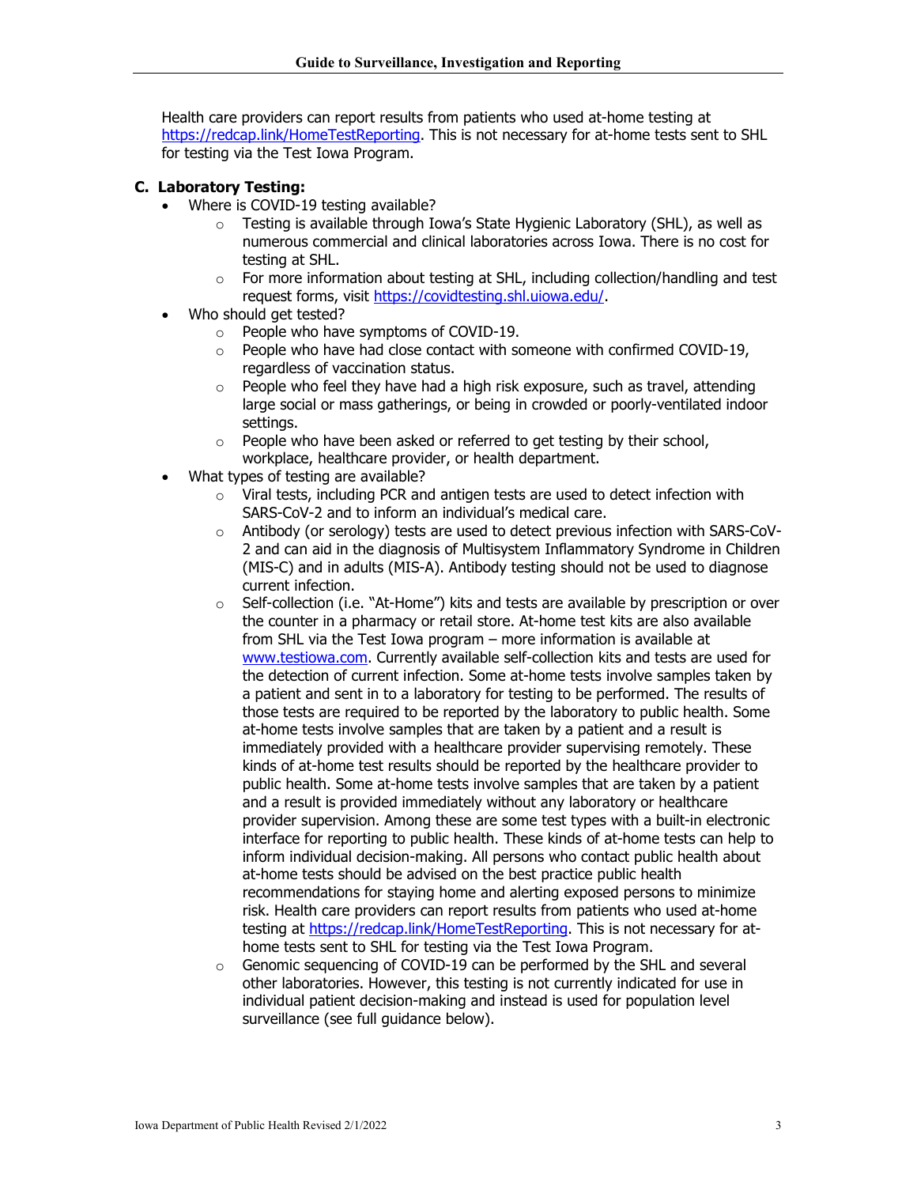Health care providers can report results from patients who used at-home testing at [https://redcap.link/HomeTestReporting](https://redcap.link/HomeTestReporting). This is not necessary for at-home tests sent to SHL for testing via the Test Iowa Program.

### C. Laboratory Testing:

- Where is COVID-19 testing available?
  - Testing is available through Iowa's State Hygienic Laboratory (SHL), as well as numerous commercial and clinical laboratories across Iowa. There is no cost for testing at SHL.
  - For more information about testing at SHL, including collection/handling and test request forms, visit [https://covidtesting.shl.uiowa.edu/](https://covidtesting.shl.uiowa.edu/).
- Who should get tested?
  - People who have symptoms of COVID-19.
  - People who have had close contact with someone with confirmed COVID-19, regardless of vaccination status.
  - People who feel they have had a high risk exposure, such as travel, attending large social or mass gatherings, or being in crowded or poorly-ventilated indoor settings.
  - People who have been asked or referred to get testing by their school, workplace, healthcare provider, or health department.
- What types of testing are available?
  - Viral tests, including PCR and antigen tests are used to detect infection with SARS-CoV-2 and to inform an individual's medical care.
  - Antibody (or serology) tests are used to detect previous infection with SARS-CoV-2 and can aid in the diagnosis of Multisystem Inflammatory Syndrome in Children (MIS-C) and in adults (MIS-A). Antibody testing should not be used to diagnose current infection.
  - Self-collection (i.e. "At-Home") kits and tests are available by prescription or over the counter in a pharmacy or retail store. At-home test kits are also available from SHL via the Test Iowa program – more information is available at [www.testiowa.com](www.testiowa.com). Currently available self-collection kits and tests are used for the detection of current infection. Some at-home tests involve samples taken by a patient and sent in to a laboratory for testing to be performed. The results of those tests are required to be reported by the laboratory to public health. Some at-home tests involve samples that are taken by a patient and a result is immediately provided with a healthcare provider supervising remotely. These kinds of at-home test results should be reported by the healthcare provider to public health. Some at-home tests involve samples that are taken by a patient and a result is provided immediately without any laboratory or healthcare provider supervision. Among these are some test types with a built-in electronic interface for reporting to public health. These kinds of at-home tests can help to inform individual decision-making. All persons who contact public health about at-home tests should be advised on the best practice public health recommendations for staying home and alerting exposed persons to minimize risk. Health care providers can report results from patients who used at-home testing at [https://redcap.link/HomeTestReporting](https://redcap.link/HomeTestReporting). This is not necessary for at-home tests sent to SHL for testing via the Test Iowa Program.
  - Genomic sequencing of COVID-19 can be performed by the SHL and several other laboratories. However, this testing is not currently indicated for use in individual patient decision-making and instead is used for population level surveillance (see full guidance below).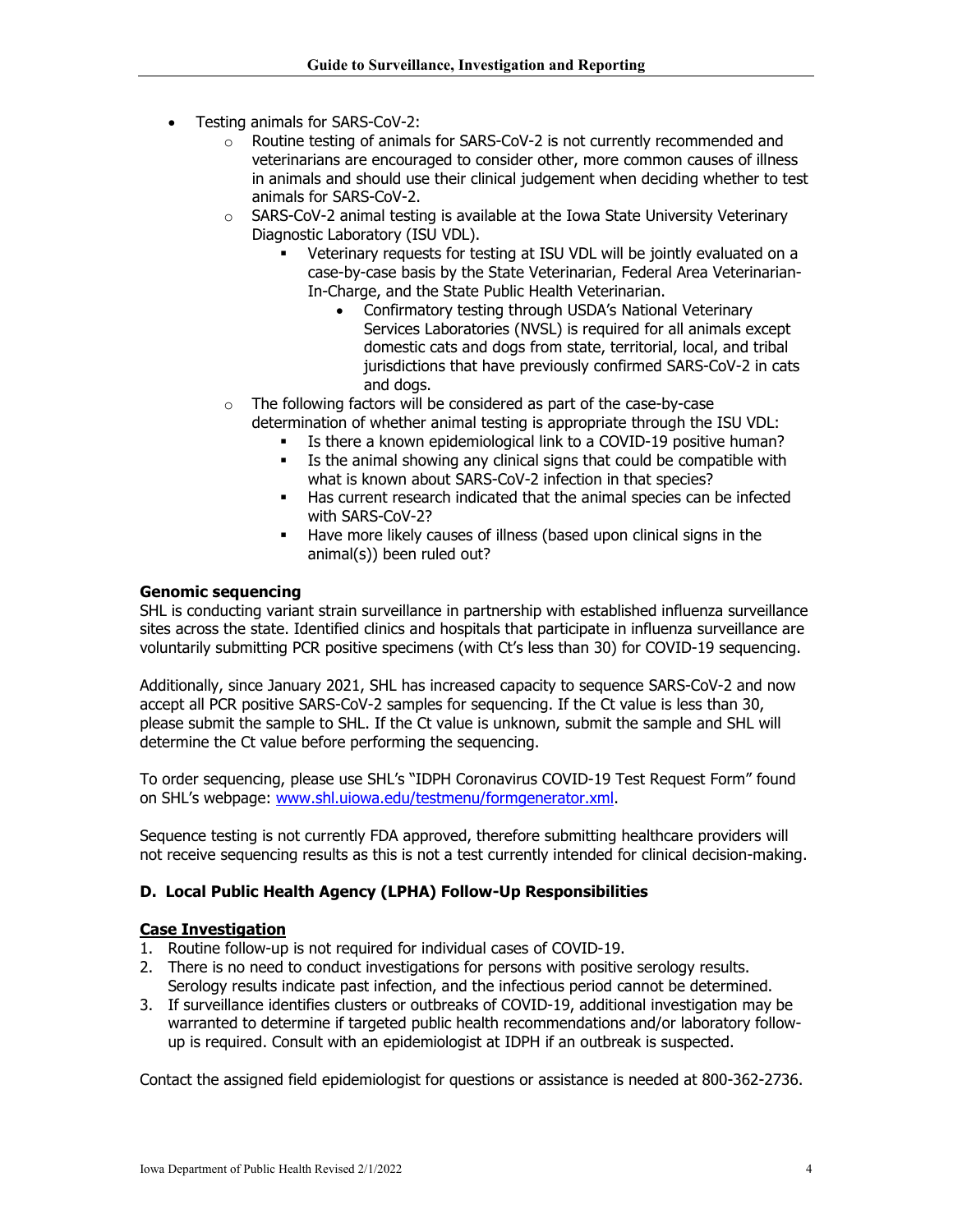- Testing animals for SARS-CoV-2:
  - Routine testing of animals for SARS-CoV-2 is not currently recommended and veterinarians are encouraged to consider other, more common causes of illness in animals and should use their clinical judgement when deciding whether to test animals for SARS-CoV-2.
  - SARS-CoV-2 animal testing is available at the Iowa State University Veterinary Diagnostic Laboratory (ISU VDL).
    - Veterinary requests for testing at ISU VDL will be jointly evaluated on a case-by-case basis by the State Veterinarian, Federal Area Veterinarian-In-Charge, and the State Public Health Veterinarian.
      - Confirmatory testing through USDA's National Veterinary Services Laboratories (NVSL) is required for all animals except domestic cats and dogs from state, territorial, local, and tribal jurisdictions that have previously confirmed SARS-CoV-2 in cats and dogs.
  - The following factors will be considered as part of the case-by-case determination of whether animal testing is appropriate through the ISU VDL:
    - Is there a known epidemiological link to a COVID-19 positive human?
    - Is the animal showing any clinical signs that could be compatible with what is known about SARS-CoV-2 infection in that species?
    - Has current research indicated that the animal species can be infected with SARS-CoV-2?
    - Have more likely causes of illness (based upon clinical signs in the animal(s)) been ruled out?

**Genomic sequencing**

SHL is conducting variant strain surveillance in partnership with established influenza surveillance sites across the state. Identified clinics and hospitals that participate in influenza surveillance are voluntarily submitting PCR positive specimens (with Ct's less than 30) for COVID-19 sequencing.

Additionally, since January 2021, SHL has increased capacity to sequence SARS-CoV-2 and now accept all PCR positive SARS-CoV-2 samples for sequencing. If the Ct value is less than 30, please submit the sample to SHL. If the Ct value is unknown, submit the sample and SHL will determine the Ct value before performing the sequencing.

To order sequencing, please use SHL's "IDPH Coronavirus COVID-19 Test Request Form" found on SHL's webpage: www.shl.uiowa.edu/testmenu/formgenerator.xml.

Sequence testing is not currently FDA approved, therefore submitting healthcare providers will not receive sequencing results as this is not a test currently intended for clinical decision-making.

### D. Local Public Health Agency (LPHA) Follow-Up Responsibilities

**Case Investigation**

1. Routine follow-up is not required for individual cases of COVID-19.
2. There is no need to conduct investigations for persons with positive serology results. Serology results indicate past infection, and the infectious period cannot be determined.
3. If surveillance identifies clusters or outbreaks of COVID-19, additional investigation may be warranted to determine if targeted public health recommendations and/or laboratory follow-up is required. Consult with an epidemiologist at IDPH if an outbreak is suspected.

Contact the assigned field epidemiologist for questions or assistance is needed at 800-362-2736.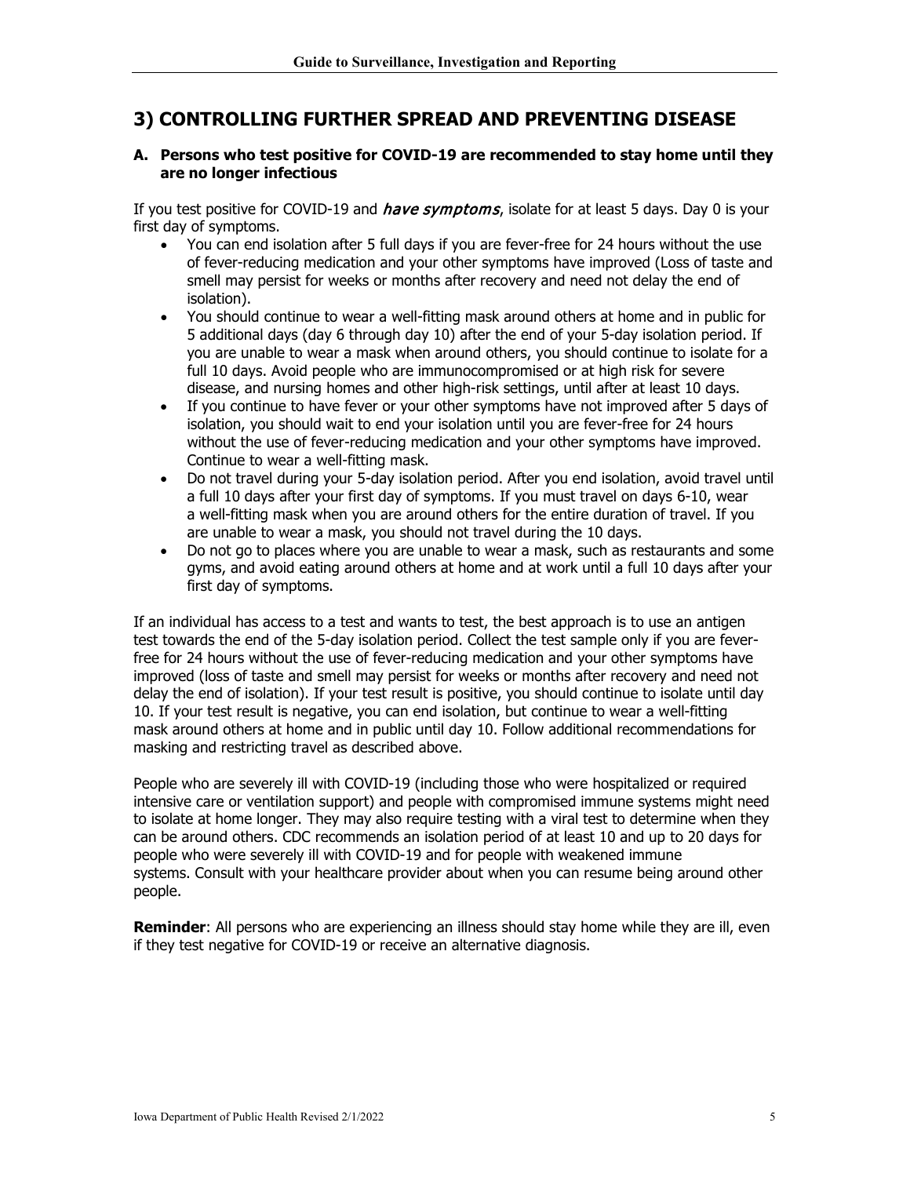## 3) CONTROLLING FURTHER SPREAD AND PREVENTING DISEASE

### A. Persons who test positive for COVID-19 are recommended to stay home until they are no longer infectious

If you test positive for COVID-19 and *have symptoms*, isolate for at least 5 days. Day 0 is your first day of symptoms.

- You can end isolation after 5 full days if you are fever-free for 24 hours without the use of fever-reducing medication and your other symptoms have improved (Loss of taste and smell may persist for weeks or months after recovery and need not delay the end of isolation).
- You should continue to wear a well-fitting mask around others at home and in public for 5 additional days (day 6 through day 10) after the end of your 5-day isolation period. If you are unable to wear a mask when around others, you should continue to isolate for a full 10 days. Avoid people who are immunocompromised or at high risk for severe disease, and nursing homes and other high-risk settings, until after at least 10 days.
- If you continue to have fever or your other symptoms have not improved after 5 days of isolation, you should wait to end your isolation until you are fever-free for 24 hours without the use of fever-reducing medication and your other symptoms have improved. Continue to wear a well-fitting mask.
- Do not travel during your 5-day isolation period. After you end isolation, avoid travel until a full 10 days after your first day of symptoms. If you must travel on days 6-10, wear a well-fitting mask when you are around others for the entire duration of travel. If you are unable to wear a mask, you should not travel during the 10 days.
- Do not go to places where you are unable to wear a mask, such as restaurants and some gyms, and avoid eating around others at home and at work until a full 10 days after your first day of symptoms.

If an individual has access to a test and wants to test, the best approach is to use an antigen test towards the end of the 5-day isolation period. Collect the test sample only if you are fever-free for 24 hours without the use of fever-reducing medication and your other symptoms have improved (loss of taste and smell may persist for weeks or months after recovery and need not delay the end of isolation). If your test result is positive, you should continue to isolate until day 10. If your test result is negative, you can end isolation, but continue to wear a well-fitting mask around others at home and in public until day 10. Follow additional recommendations for masking and restricting travel as described above.

People who are severely ill with COVID-19 (including those who were hospitalized or required intensive care or ventilation support) and people with compromised immune systems might need to isolate at home longer. They may also require testing with a viral test to determine when they can be around others. CDC recommends an isolation period of at least 10 and up to 20 days for people who were severely ill with COVID-19 and for people with weakened immune systems. Consult with your healthcare provider about when you can resume being around other people.

**Reminder**: All persons who are experiencing an illness should stay home while they are ill, even if they test negative for COVID-19 or receive an alternative diagnosis.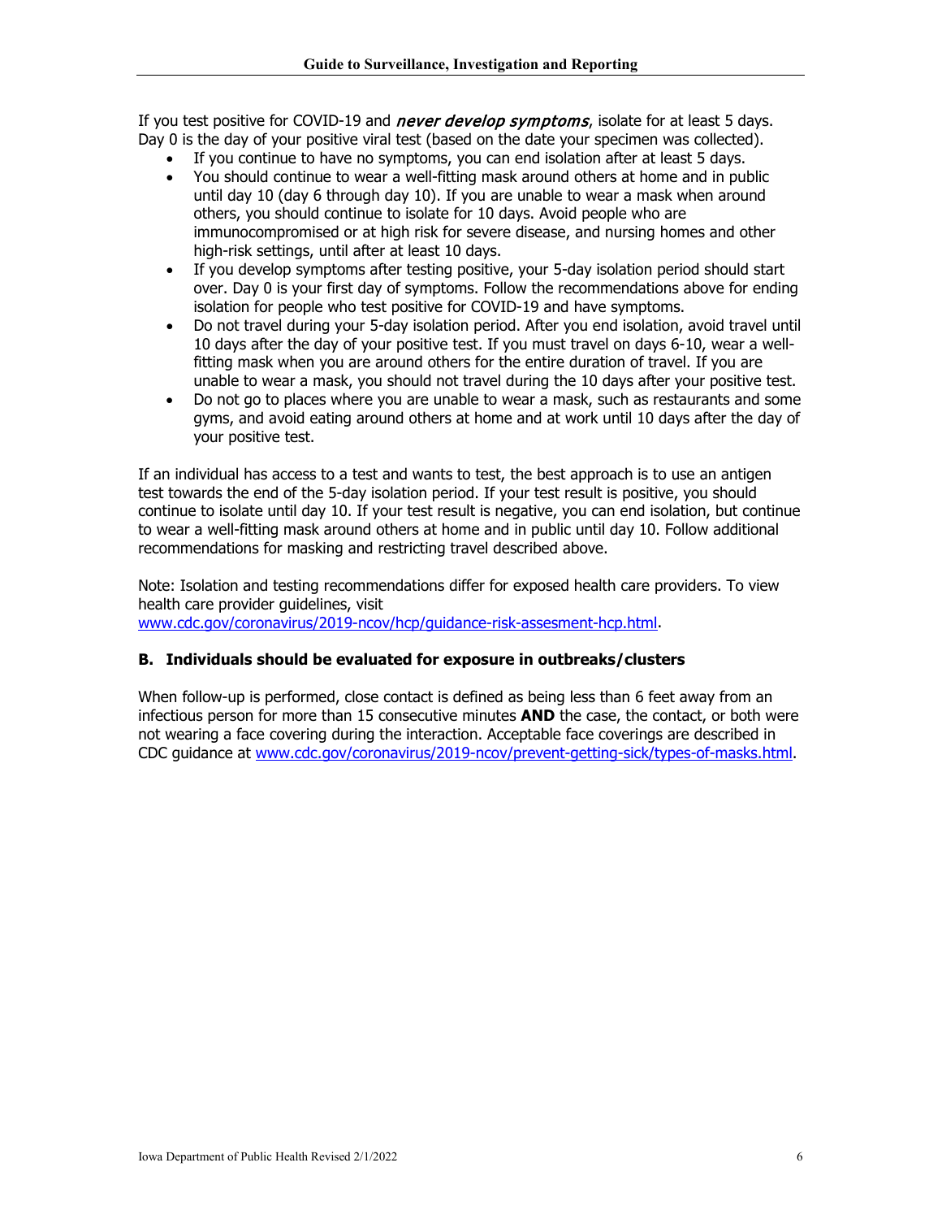If you test positive for COVID-19 and ***never develop symptoms***, isolate for at least 5 days. Day 0 is the day of your positive viral test (based on the date your specimen was collected).

- If you continue to have no symptoms, you can end isolation after at least 5 days.
- You should continue to wear a well-fitting mask around others at home and in public until day 10 (day 6 through day 10). If you are unable to wear a mask when around others, you should continue to isolate for 10 days. Avoid people who are immunocompromised or at high risk for severe disease, and nursing homes and other high-risk settings, until after at least 10 days.
- If you develop symptoms after testing positive, your 5-day isolation period should start over. Day 0 is your first day of symptoms. Follow the recommendations above for ending isolation for people who test positive for COVID-19 and have symptoms.
- Do not travel during your 5-day isolation period. After you end isolation, avoid travel until 10 days after the day of your positive test. If you must travel on days 6-10, wear a well-fitting mask when you are around others for the entire duration of travel. If you are unable to wear a mask, you should not travel during the 10 days after your positive test.
- Do not go to places where you are unable to wear a mask, such as restaurants and some gyms, and avoid eating around others at home and at work until 10 days after the day of your positive test.

If an individual has access to a test and wants to test, the best approach is to use an antigen test towards the end of the 5-day isolation period. If your test result is positive, you should continue to isolate until day 10. If your test result is negative, you can end isolation, but continue to wear a well-fitting mask around others at home and in public until day 10. Follow additional recommendations for masking and restricting travel described above.

Note: Isolation and testing recommendations differ for exposed health care providers. To view health care provider guidelines, visit [www.cdc.gov/coronavirus/2019-ncov/hcp/guidance-risk-assesment-hcp.html](www.cdc.gov/coronavirus/2019-ncov/hcp/guidance-risk-assesment-hcp.html).

### B. Individuals should be evaluated for exposure in outbreaks/clusters

When follow-up is performed, close contact is defined as being less than 6 feet away from an infectious person for more than 15 consecutive minutes **AND** the case, the contact, or both were not wearing a face covering during the interaction. Acceptable face coverings are described in CDC guidance at [www.cdc.gov/coronavirus/2019-ncov/prevent-getting-sick/types-of-masks.html](www.cdc.gov/coronavirus/2019-ncov/prevent-getting-sick/types-of-masks.html).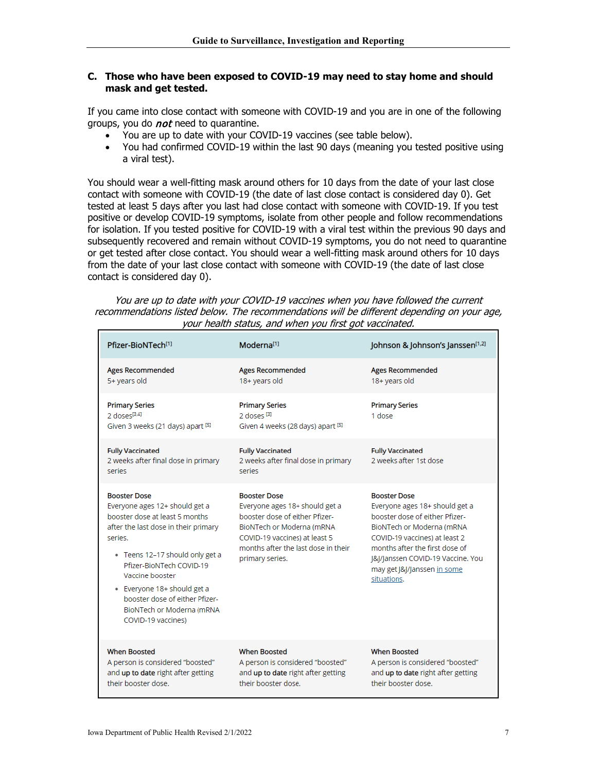### C. Those who have been exposed to COVID-19 may need to stay home and should mask and get tested.

If you came into close contact with someone with COVID-19 and you are in one of the following groups, you do ***not*** need to quarantine.

- You are up to date with your COVID-19 vaccines (see table below).
- You had confirmed COVID-19 within the last 90 days (meaning you tested positive using a viral test).

You should wear a well-fitting mask around others for 10 days from the date of your last close contact with someone with COVID-19 (the date of last close contact is considered day 0). Get tested at least 5 days after you last had close contact with someone with COVID-19. If you test positive or develop COVID-19 symptoms, isolate from other people and follow recommendations for isolation. If you tested positive for COVID-19 with a viral test within the previous 90 days and subsequently recovered and remain without COVID-19 symptoms, you do not need to quarantine or get tested after close contact. You should wear a well-fitting mask around others for 10 days from the date of your last close contact with someone with COVID-19 (the date of last close contact is considered day 0).

*You are up to date with your COVID-19 vaccines when you have followed the current recommendations listed below. The recommendations will be different depending on your age, your health status, and when you first got vaccinated.*

| Pfizer-BioNTech[1] | Moderna[1] | Johnson & Johnson's Janssen[1,2] |
|---|---|---|
| Ages Recommended<br>5+ years old | Ages Recommended<br>18+ years old | Ages Recommended<br>18+ years old |
| Primary Series<br>2 doses[3,4]<br>Given 3 weeks (21 days) apart [5] | Primary Series<br>2 doses [3]<br>Given 4 weeks (28 days) apart [5] | Primary Series<br>1 dose |
| Fully Vaccinated<br>2 weeks after final dose in primary series | Fully Vaccinated<br>2 weeks after final dose in primary series | Fully Vaccinated<br>2 weeks after 1st dose |
| Booster Dose<br>Everyone ages 12+ should get a booster dose at least 5 months after the last dose in their primary series.<br>• Teens 12–17 should only get a Pfizer-BioNTech COVID-19 Vaccine booster<br>• Everyone 18+ should get a booster dose of either Pfizer-BioNTech or Moderna (mRNA COVID-19 vaccines) | Booster Dose<br>Everyone ages 18+ should get a booster dose of either Pfizer-BioNTech or Moderna (mRNA COVID-19 vaccines) at least 5 months after the last dose in their primary series. | Booster Dose<br>Everyone ages 18+ should get a booster dose of either Pfizer-BioNTech or Moderna (mRNA COVID-19 vaccines) at least 2 months after the first dose of J&J/Janssen COVID-19 Vaccine. You may get J&J/Janssen in some situations. |
| When Boosted<br>A person is considered "boosted" and **up to date** right after getting their booster dose. | When Boosted<br>A person is considered "boosted" and **up to date** right after getting their booster dose. | When Boosted<br>A person is considered "boosted" and **up to date** right after getting their booster dose. |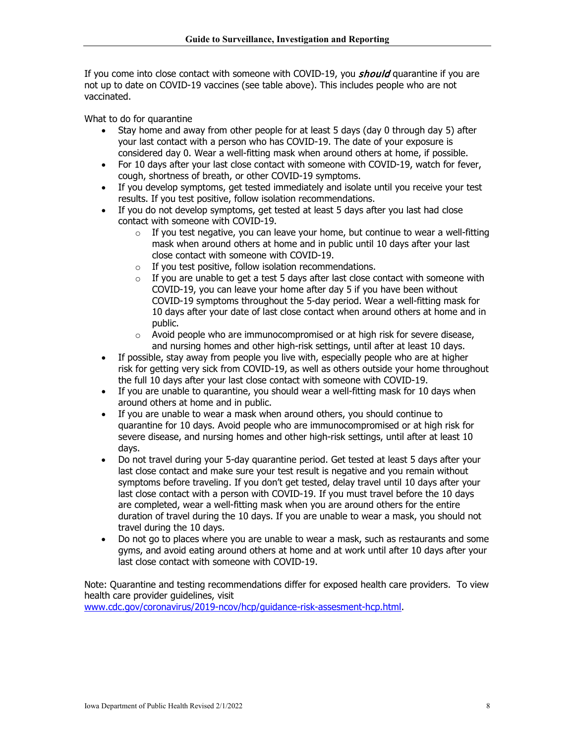If you come into close contact with someone with COVID-19, you *should* quarantine if you are not up to date on COVID-19 vaccines (see table above). This includes people who are not vaccinated.

What to do for quarantine

- Stay home and away from other people for at least 5 days (day 0 through day 5) after your last contact with a person who has COVID-19. The date of your exposure is considered day 0. Wear a well-fitting mask when around others at home, if possible.
- For 10 days after your last close contact with someone with COVID-19, watch for fever, cough, shortness of breath, or other COVID-19 symptoms.
- If you develop symptoms, get tested immediately and isolate until you receive your test results. If you test positive, follow isolation recommendations.
- If you do not develop symptoms, get tested at least 5 days after you last had close contact with someone with COVID-19.
    - If you test negative, you can leave your home, but continue to wear a well-fitting mask when around others at home and in public until 10 days after your last close contact with someone with COVID-19.
    - If you test positive, follow isolation recommendations.
    - If you are unable to get a test 5 days after last close contact with someone with COVID-19, you can leave your home after day 5 if you have been without COVID-19 symptoms throughout the 5-day period. Wear a well-fitting mask for 10 days after your date of last close contact when around others at home and in public.
    - Avoid people who are immunocompromised or at high risk for severe disease, and nursing homes and other high-risk settings, until after at least 10 days.
- If possible, stay away from people you live with, especially people who are at higher risk for getting very sick from COVID-19, as well as others outside your home throughout the full 10 days after your last close contact with someone with COVID-19.
- If you are unable to quarantine, you should wear a well-fitting mask for 10 days when around others at home and in public.
- If you are unable to wear a mask when around others, you should continue to quarantine for 10 days. Avoid people who are immunocompromised or at high risk for severe disease, and nursing homes and other high-risk settings, until after at least 10 days.
- Do not travel during your 5-day quarantine period. Get tested at least 5 days after your last close contact and make sure your test result is negative and you remain without symptoms before traveling. If you don't get tested, delay travel until 10 days after your last close contact with a person with COVID-19. If you must travel before the 10 days are completed, wear a well-fitting mask when you are around others for the entire duration of travel during the 10 days. If you are unable to wear a mask, you should not travel during the 10 days.
- Do not go to places where you are unable to wear a mask, such as restaurants and some gyms, and avoid eating around others at home and at work until after 10 days after your last close contact with someone with COVID-19.

Note: Quarantine and testing recommendations differ for exposed health care providers. To view health care provider guidelines, visit [www.cdc.gov/coronavirus/2019-ncov/hcp/guidance-risk-assesment-hcp.html](www.cdc.gov/coronavirus/2019-ncov/hcp/guidance-risk-assesment-hcp.html).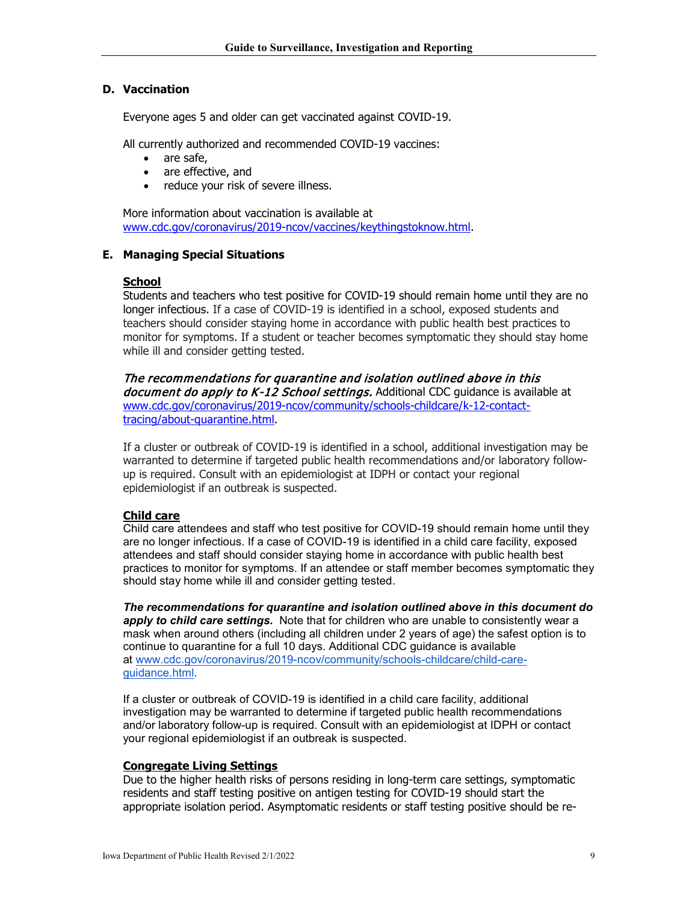## D. Vaccination

Everyone ages 5 and older can get vaccinated against COVID-19.

All currently authorized and recommended COVID-19 vaccines:

- are safe,
- are effective, and
- reduce your risk of severe illness.

More information about vaccination is available at www.cdc.gov/coronavirus/2019-ncov/vaccines/keythingstoknow.html.

## E. Managing Special Situations

**School**

Students and teachers who test positive for COVID-19 should remain home until they are no longer infectious. If a case of COVID-19 is identified in a school, exposed students and teachers should consider staying home in accordance with public health best practices to monitor for symptoms. If a student or teacher becomes symptomatic they should stay home while ill and consider getting tested.

***The recommendations for quarantine and isolation outlined above in this document do apply to K-12 School settings.*** Additional CDC guidance is available at www.cdc.gov/coronavirus/2019-ncov/community/schools-childcare/k-12-contact-tracing/about-quarantine.html.

If a cluster or outbreak of COVID-19 is identified in a school, additional investigation may be warranted to determine if targeted public health recommendations and/or laboratory follow-up is required. Consult with an epidemiologist at IDPH or contact your regional epidemiologist if an outbreak is suspected.

**Child care**

Child care attendees and staff who test positive for COVID-19 should remain home until they are no longer infectious. If a case of COVID-19 is identified in a child care facility, exposed attendees and staff should consider staying home in accordance with public health best practices to monitor for symptoms. If an attendee or staff member becomes symptomatic they should stay home while ill and consider getting tested.

***The recommendations for quarantine and isolation outlined above in this document do apply to child care settings.*** Note that for children who are unable to consistently wear a mask when around others (including all children under 2 years of age) the safest option is to continue to quarantine for a full 10 days. Additional CDC guidance is available at www.cdc.gov/coronavirus/2019-ncov/community/schools-childcare/child-care-guidance.html.

If a cluster or outbreak of COVID-19 is identified in a child care facility, additional investigation may be warranted to determine if targeted public health recommendations and/or laboratory follow-up is required. Consult with an epidemiologist at IDPH or contact your regional epidemiologist if an outbreak is suspected.

**Congregate Living Settings**

Due to the higher health risks of persons residing in long-term care settings, symptomatic residents and staff testing positive on antigen testing for COVID-19 should start the appropriate isolation period. Asymptomatic residents or staff testing positive should be re-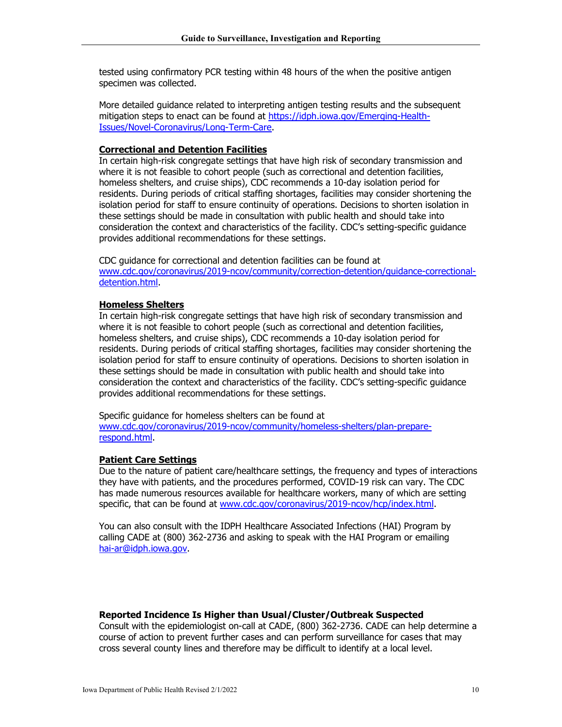tested using confirmatory PCR testing within 48 hours of the when the positive antigen specimen was collected.

More detailed guidance related to interpreting antigen testing results and the subsequent mitigation steps to enact can be found at https://idph.iowa.gov/Emerging-Health-Issues/Novel-Coronavirus/Long-Term-Care.

**Correctional and Detention Facilities**

In certain high-risk congregate settings that have high risk of secondary transmission and where it is not feasible to cohort people (such as correctional and detention facilities, homeless shelters, and cruise ships), CDC recommends a 10-day isolation period for residents. During periods of critical staffing shortages, facilities may consider shortening the isolation period for staff to ensure continuity of operations. Decisions to shorten isolation in these settings should be made in consultation with public health and should take into consideration the context and characteristics of the facility. CDC's setting-specific guidance provides additional recommendations for these settings.

CDC guidance for correctional and detention facilities can be found at www.cdc.gov/coronavirus/2019-ncov/community/correction-detention/guidance-correctional-detention.html.

**Homeless Shelters**

In certain high-risk congregate settings that have high risk of secondary transmission and where it is not feasible to cohort people (such as correctional and detention facilities, homeless shelters, and cruise ships), CDC recommends a 10-day isolation period for residents. During periods of critical staffing shortages, facilities may consider shortening the isolation period for staff to ensure continuity of operations. Decisions to shorten isolation in these settings should be made in consultation with public health and should take into consideration the context and characteristics of the facility. CDC's setting-specific guidance provides additional recommendations for these settings.

Specific guidance for homeless shelters can be found at www.cdc.gov/coronavirus/2019-ncov/community/homeless-shelters/plan-prepare-respond.html.

**Patient Care Settings**

Due to the nature of patient care/healthcare settings, the frequency and types of interactions they have with patients, and the procedures performed, COVID-19 risk can vary. The CDC has made numerous resources available for healthcare workers, many of which are setting specific, that can be found at www.cdc.gov/coronavirus/2019-ncov/hcp/index.html.

You can also consult with the IDPH Healthcare Associated Infections (HAI) Program by calling CADE at (800) 362-2736 and asking to speak with the HAI Program or emailing hai-ar@idph.iowa.gov.

### Reported Incidence Is Higher than Usual/Cluster/Outbreak Suspected

Consult with the epidemiologist on-call at CADE, (800) 362-2736. CADE can help determine a course of action to prevent further cases and can perform surveillance for cases that may cross several county lines and therefore may be difficult to identify at a local level.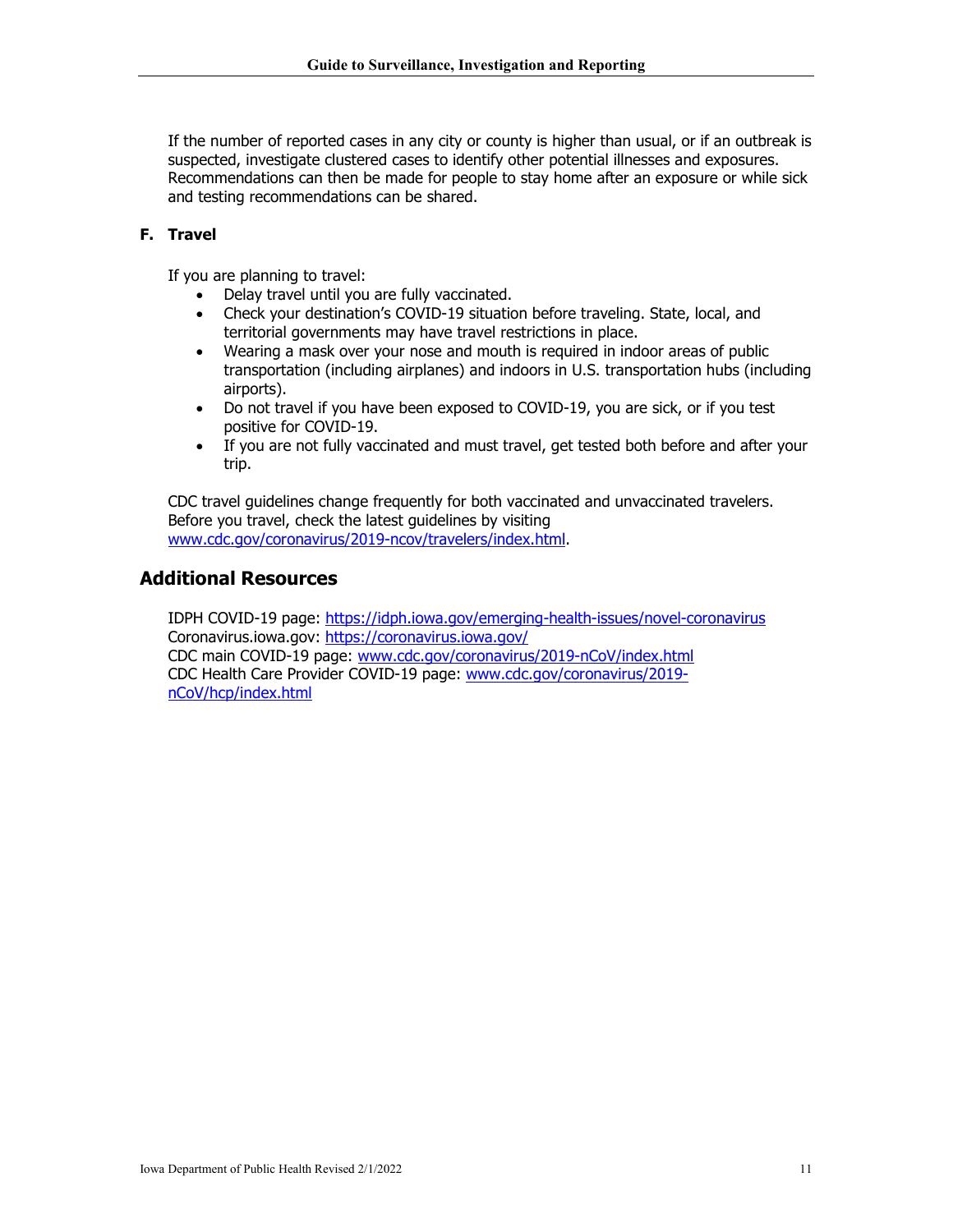If the number of reported cases in any city or county is higher than usual, or if an outbreak is suspected, investigate clustered cases to identify other potential illnesses and exposures. Recommendations can then be made for people to stay home after an exposure or while sick and testing recommendations can be shared.

### F. Travel

If you are planning to travel:

- Delay travel until you are fully vaccinated.
- Check your destination's COVID-19 situation before traveling. State, local, and territorial governments may have travel restrictions in place.
- Wearing a mask over your nose and mouth is required in indoor areas of public transportation (including airplanes) and indoors in U.S. transportation hubs (including airports).
- Do not travel if you have been exposed to COVID-19, you are sick, or if you test positive for COVID-19.
- If you are not fully vaccinated and must travel, get tested both before and after your trip.

CDC travel guidelines change frequently for both vaccinated and unvaccinated travelers. Before you travel, check the latest guidelines by visiting www.cdc.gov/coronavirus/2019-ncov/travelers/index.html.

## Additional Resources

IDPH COVID-19 page: https://idph.iowa.gov/emerging-health-issues/novel-coronavirus
Coronavirus.iowa.gov: https://coronavirus.iowa.gov/
CDC main COVID-19 page: www.cdc.gov/coronavirus/2019-nCoV/index.html
CDC Health Care Provider COVID-19 page: www.cdc.gov/coronavirus/2019-nCoV/hcp/index.html